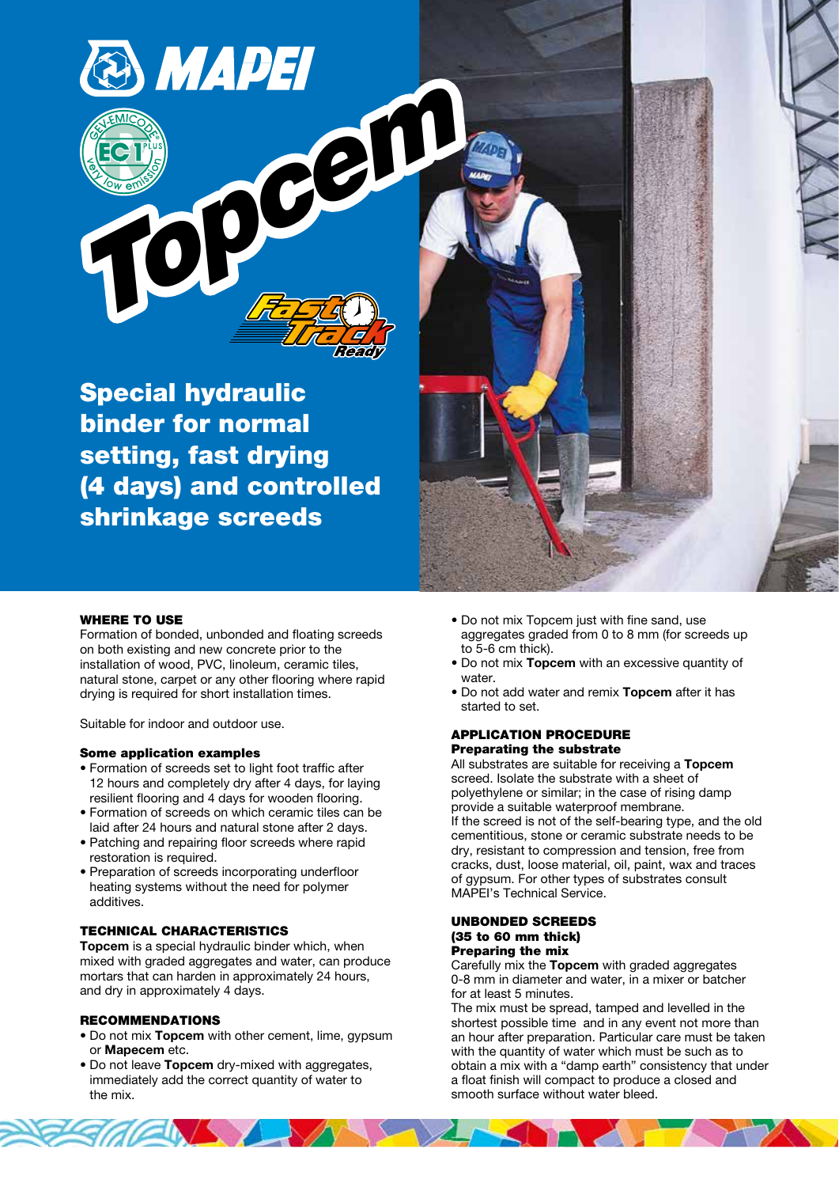# Topcem

Fast Track Ready

## Special hydraulic binder for normal setting, fast drying (4 days) and controlled shrinkage screeds

### WHERE TO USE

Formation of bonded, unbonded and floating screeds on both existing and new concrete prior to the installation of wood, PVC, linoleum, ceramic tiles, natural stone, carpet or any other flooring where rapid drying is required for short installation times.

Suitable for indoor and outdoor use.

#### Some application examples

- Formation of screeds set to light foot traffic after 12 hours and completely dry after 4 days, for laying resilient flooring and 4 days for wooden flooring.
- Formation of screeds on which ceramic tiles can be laid after 24 hours and natural stone after 2 days.
- Patching and repairing floor screeds where rapid restoration is required.
- Preparation of screeds incorporating underfloor heating systems without the need for polymer additives.

### TECHNICAL CHARACTERISTICS

**Topcem** is a special hydraulic binder which, when mixed with graded aggregates and water, can produce mortars that can harden in approximately 24 hours, and dry in approximately 4 days.

### RECOMMENDATIONS

- Do not mix **Topcem** with other cement, lime, gypsum or **Mapecem** etc.
- Do not leave **Topcem** dry-mixed with aggregates, immediately add the correct quantity of water to the mix.
- Do not mix Topcem just with fine sand, use aggregates graded from 0 to 8 mm (for screeds up to 5-6 cm thick).
- Do not mix **Topcem** with an excessive quantity of water.
- Do not add water and remix **Topcem** after it has started to set.

### APPLICATION PROCEDURE

#### Preparating the substrate

All substrates are suitable for receiving a **Topcem** screed. Isolate the substrate with a sheet of polyethylene or similar; in the case of rising damp provide a suitable waterproof membrane.
If the screed is not of the self-bearing type, and the old cementitious, stone or ceramic substrate needs to be dry, resistant to compression and tension, free from cracks, dust, loose material, oil, paint, wax and traces of gypsum. For other types of substrates consult MAPEI's Technical Service.

### UNBONDED SCREEDS (35 to 60 mm thick)

#### Preparing the mix

Carefully mix the **Topcem** with graded aggregates 0-8 mm in diameter and water, in a mixer or batcher for at least 5 minutes.
The mix must be spread, tamped and levelled in the shortest possible time and in any event not more than an hour after preparation. Particular care must be taken with the quantity of water which must be such as to obtain a mix with a "damp earth" consistency that under a float finish will compact to produce a closed and smooth surface without water bleed.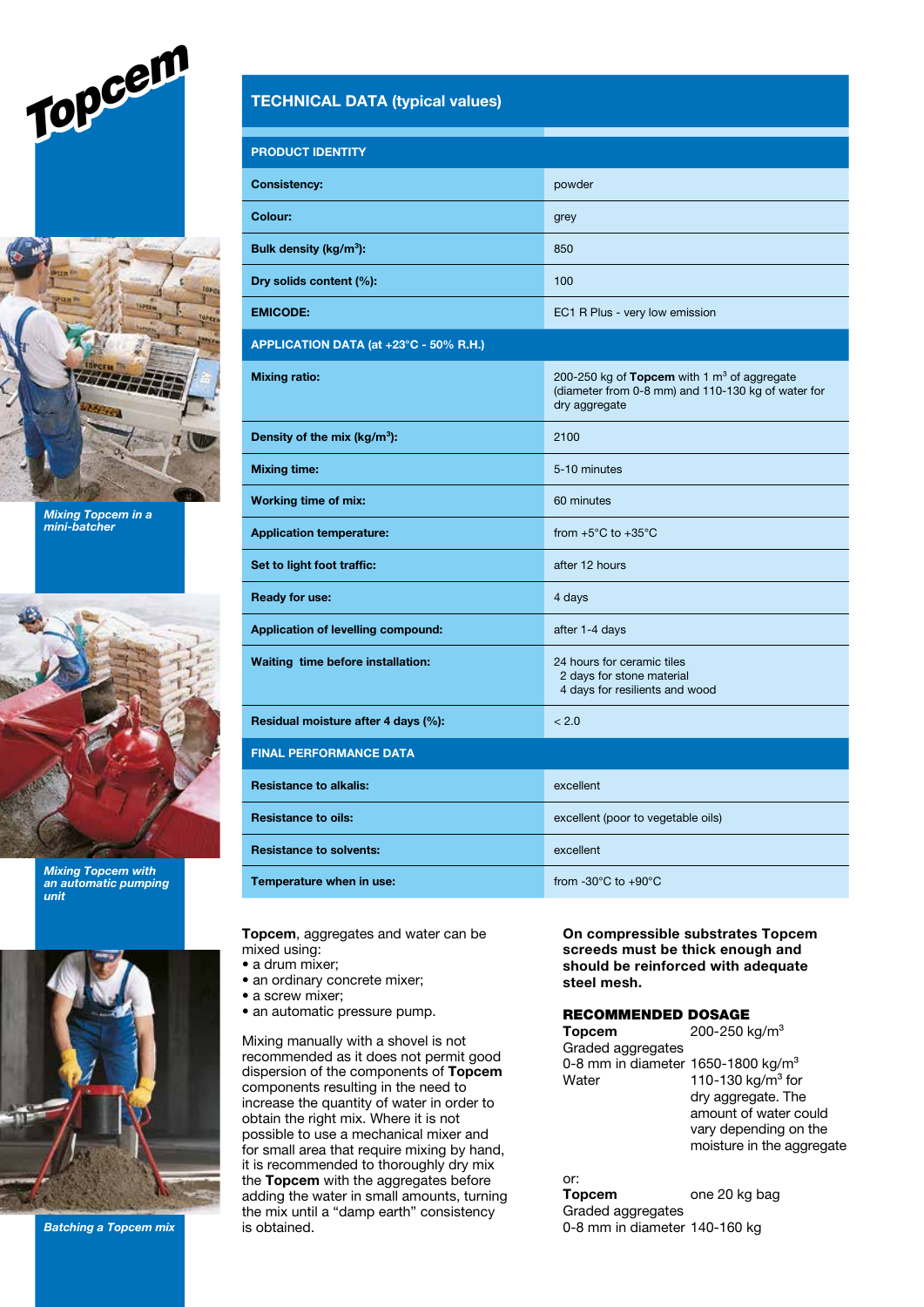## TECHNICAL DATA (typical values)

| PRODUCT IDENTITY | |
|---|---|
| **Consistency:** | powder |
| **Colour:** | grey |
| **Bulk density (kg/m$^3$):** | 850 |
| **Dry solids content (%):** | 100 |
| **EMICODE:** | EC1 R Plus - very low emission |
| **APPLICATION DATA (at +23°C - 50% R.H.)** | |
| **Mixing ratio:** | 200-250 kg of **Topcem** with 1 m$^3$ of aggregate (diameter from 0-8 mm) and 110-130 kg of water for dry aggregate |
| **Density of the mix (kg/m$^3$):** | 2100 |
| **Mixing time:** | 5-10 minutes |
| **Working time of mix:** | 60 minutes |
| **Application temperature:** | from +5°C to +35°C |
| **Set to light foot traffic:** | after 12 hours |
| **Ready for use:** | 4 days |
| **Application of levelling compound:** | after 1-4 days |
| **Waiting time before installation:** | 24 hours for ceramic tiles<br>2 days for stone material<br>4 days for resilients and wood |
| **Residual moisture after 4 days (%):** | < 2.0 |
| **FINAL PERFORMANCE DATA** | |
| **Resistance to alkalis:** | excellent |
| **Resistance to oils:** | excellent (poor to vegetable oils) |
| **Resistance to solvents:** | excellent |
| **Temperature when in use:** | from -30°C to +90°C |

*Mixing Topcem in a mini-batcher*

*Mixing Topcem with an automatic pumping unit*

*Batching a Topcem mix*

**Topcem**, aggregates and water can be mixed using:
- a drum mixer;
- an ordinary concrete mixer;
- a screw mixer;
- an automatic pressure pump.

Mixing manually with a shovel is not recommended as it does not permit good dispersion of the components of **Topcem** components resulting in the need to increase the quantity of water in order to obtain the right mix. Where it is not possible to use a mechanical mixer and for small area that require mixing by hand, it is recommended to thoroughly dry mix the **Topcem** with the aggregates before adding the water in small amounts, turning the mix until a "damp earth" consistency is obtained.

**On compressible substrates Topcem screeds must be thick enough and should be reinforced with adequate steel mesh.**

### RECOMMENDED DOSAGE

| | |
|---|---|
| **Topcem** | 200-250 kg/m$^3$ |
| Graded aggregates 0-8 mm in diameter | 1650-1800 kg/m$^3$ |
| Water | 110-130 kg/m$^3$ for dry aggregate. The amount of water could vary depending on the moisture in the aggregate |

or:

| | |
|---|---|
| **Topcem** | one 20 kg bag |
| Graded aggregates 0-8 mm in diameter | 140-160 kg |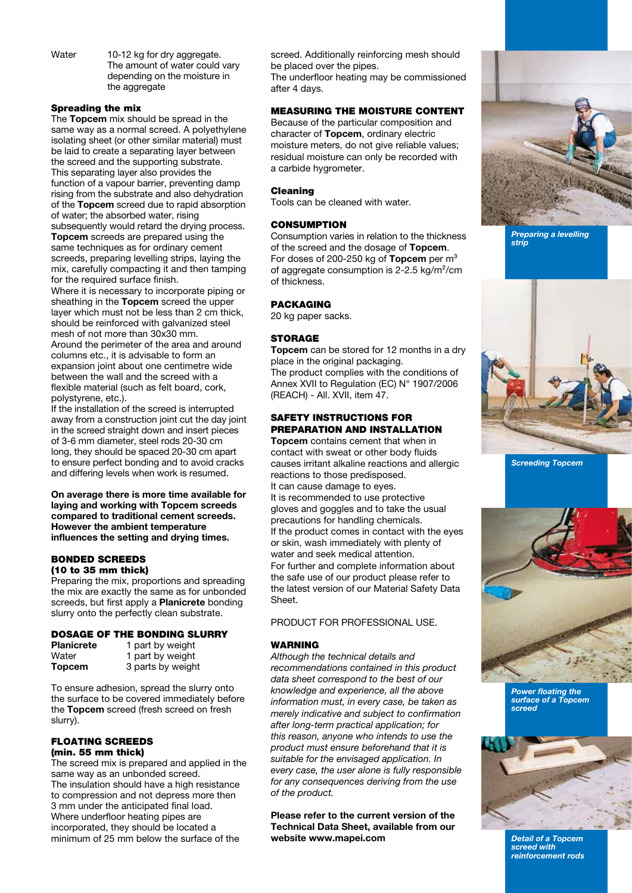| Water | 10-12 kg for dry aggregate. The amount of water could vary depending on the moisture in the aggregate |
|---|---|

**Spreading the mix**

The **Topcem** mix should be spread in the same way as a normal screed. A polyethylene isolating sheet (or other similar material) must be laid to create a separating layer between the screed and the supporting substrate. This separating layer also provides the function of a vapour barrier, preventing damp rising from the substrate and also dehydration of the **Topcem** screed due to rapid absorption of water; the absorbed water, rising subsequently would retard the drying process. **Topcem** screeds are prepared using the same techniques as for ordinary cement screeds, preparing levelling strips, laying the mix, carefully compacting it and then tamping for the required surface finish.

Where it is necessary to incorporate piping or sheathing in the **Topcem** screed the upper layer which must not be less than 2 cm thick, should be reinforced with galvanized steel mesh of not more than 30x30 mm.

Around the perimeter of the area and around columns etc., it is advisable to form an expansion joint about one centimetre wide between the wall and the screed with a flexible material (such as felt board, cork, polystyrene, etc.).

If the installation of the screed is interrupted away from a construction joint cut the day joint in the screed straight down and insert pieces of 3-6 mm diameter, steel rods 20-30 cm long, they should be spaced 20-30 cm apart to ensure perfect bonding and to avoid cracks and differing levels when work is resumed.

**On average there is more time available for laying and working with Topcem screeds compared to traditional cement screeds. However the ambient temperature influences the setting and drying times.**

## BONDED SCREEDS (10 to 35 mm thick)

Preparing the mix, proportions and spreading the mix are exactly the same as for unbonded screeds, but first apply a **Planicrete** bonding slurry onto the perfectly clean substrate.

## DOSAGE OF THE BONDING SLURRY

| | |
|---|---|
| **Planicrete** | 1 part by weight |
| Water | 1 part by weight |
| **Topcem** | 3 parts by weight |

To ensure adhesion, spread the slurry onto the surface to be covered immediately before the **Topcem** screed (fresh screed on fresh slurry).

## FLOATING SCREEDS (min. 55 mm thick)

The screed mix is prepared and applied in the same way as an unbonded screed.

The insulation should have a high resistance to compression and not depress more then 3 mm under the anticipated final load.

Where underfloor heating pipes are incorporated, they should be located a minimum of 25 mm below the surface of the screed. Additionally reinforcing mesh should be placed over the pipes.

The underfloor heating may be commissioned after 4 days.

## MEASURING THE MOISTURE CONTENT

Because of the particular composition and character of **Topcem**, ordinary electric moisture meters, do not give reliable values; residual moisture can only be recorded with a carbide hygrometer.

## Cleaning

Tools can be cleaned with water.

## CONSUMPTION

Consumption varies in relation to the thickness of the screed and the dosage of **Topcem**. For doses of 200-250 kg of **Topcem** per m$^3$ of aggregate consumption is 2-2.5 kg/m$^2$/cm of thickness.

## PACKAGING

20 kg paper sacks.

## STORAGE

**Topcem** can be stored for 12 months in a dry place in the original packaging.

The product complies with the conditions of Annex XVII to Regulation (EC) N° 1907/2006 (REACH) - All. XVII, item 47.

## SAFETY INSTRUCTIONS FOR PREPARATION AND INSTALLATION

**Topcem** contains cement that when in contact with sweat or other body fluids causes irritant alkaline reactions and allergic reactions to those predisposed.

It can cause damage to eyes.

It is recommended to use protective gloves and goggles and to take the usual precautions for handling chemicals.

If the product comes in contact with the eyes or skin, wash immediately with plenty of water and seek medical attention.

For further and complete information about the safe use of our product please refer to the latest version of our Material Safety Data Sheet.

PRODUCT FOR PROFESSIONAL USE.

## WARNING

*Although the technical details and recommendations contained in this product data sheet correspond to the best of our knowledge and experience, all the above information must, in every case, be taken as merely indicative and subject to confirmation after long-term practical application; for this reason, anyone who intends to use the product must ensure beforehand that it is suitable for the envisaged application. In every case, the user alone is fully responsible for any consequences deriving from the use of the product.*

**Please refer to the current version of the Technical Data Sheet, available from our website www.mapei.com**

*Preparing a levelling strip*

*Screeding Topcem*

*Power floating the surface of a Topcem screed*

*Detail of a Topcem screed with reinforcement rods*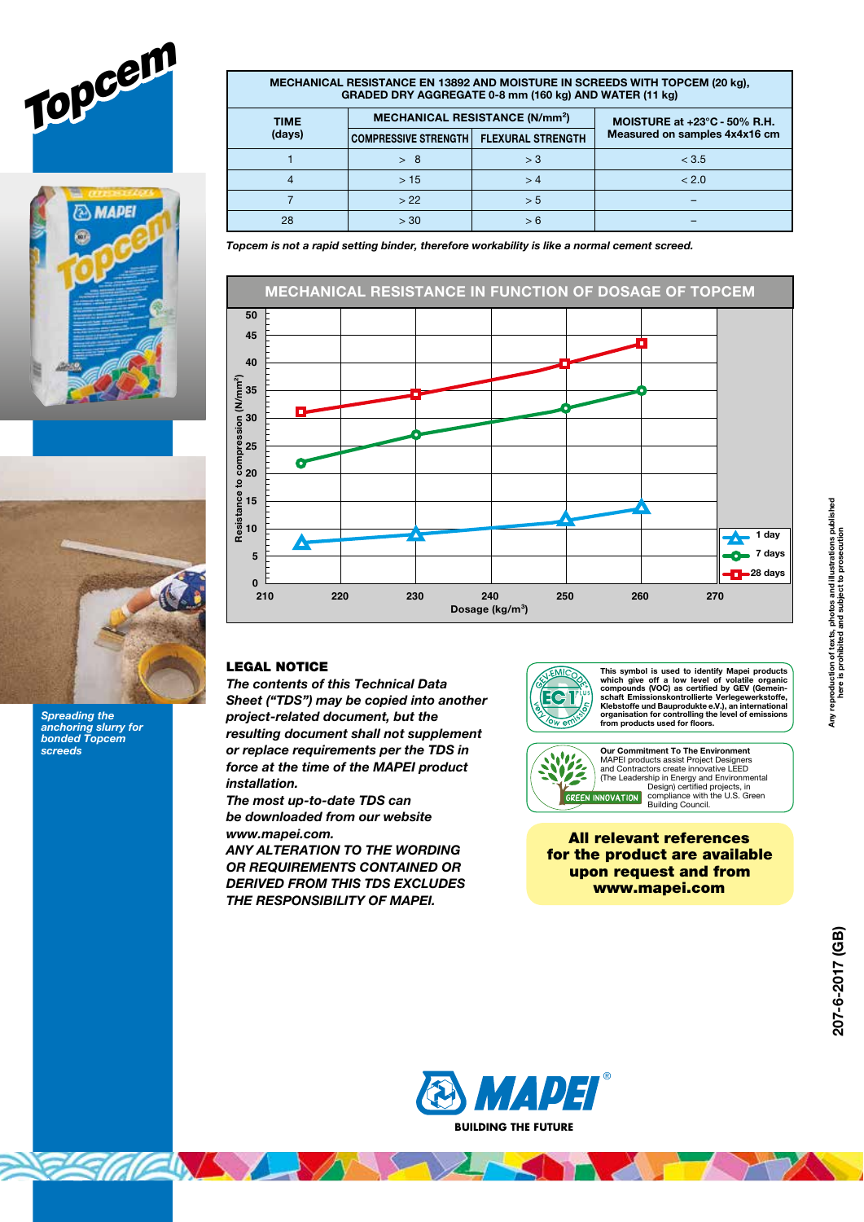Topcem

*Spreading the anchoring slurry for bonded Topcem screeds*

| MECHANICAL RESISTANCE EN 13892 AND MOISTURE IN SCREEDS WITH TOPCEM (20 kg), GRADED DRY AGGREGATE 0-8 mm (160 kg) AND WATER (11 kg) | | | |
|---|---|---|---|
| TIME (days) | MECHANICAL RESISTANCE (N/mm²) | | MOISTURE at +23°C - 50% R.H. Measured on samples 4x4x16 cm |
| | COMPRESSIVE STRENGTH | FLEXURAL STRENGTH | |
| 1 | > 8 | > 3 | < 3.5 |
| 4 | > 15 | > 4 | < 2.0 |
| 7 | > 22 | > 5 | – |
| 28 | > 30 | > 6 | – |

*Topcem is not a rapid setting binder, therefore workability is like a normal cement screed.*

MECHANICAL RESISTANCE IN FUNCTION OF DOSAGE OF TOPCEM

Resistance to compression (N/mm²)

0 5 10 15 20 25 30 35 40 45 50

210 220 230 240 250 260 270

Dosage (kg/m³)

1 day
7 days
28 days

## LEGAL NOTICE

***The contents of this Technical Data Sheet ("TDS") may be copied into another project-related document, but the resulting document shall not supplement or replace requirements per the TDS in force at the time of the MAPEI product installation.***
***The most up-to-date TDS can be downloaded from our website www.mapei.com.***
***ANY ALTERATION TO THE WORDING OR REQUIREMENTS CONTAINED OR DERIVED FROM THIS TDS EXCLUDES THE RESPONSIBILITY OF MAPEI.***

This symbol is used to identify Mapei products which give off a low level of volatile organic compounds (VOC) as certified by GEV (Gemeinschaft Emissionskontrollierte Verlegewerkstoffe, Klebstoffe und Bauprodukte e.V.), an international organisation for controlling the level of emissions from products used for floors.

**Our Commitment To The Environment**
MAPEI products assist Project Designers and Contractors create innovative LEED (The Leadership in Energy and Environmental Design) certified projects, in compliance with the U.S. Green Building Council.

**All relevant references for the product are available upon request and from www.mapei.com**

Any reproduction of texts, photos and illustrations published here is prohibited and subject to prosecution

207-6-2017 (GB)

MAPEI
BUILDING THE FUTURE